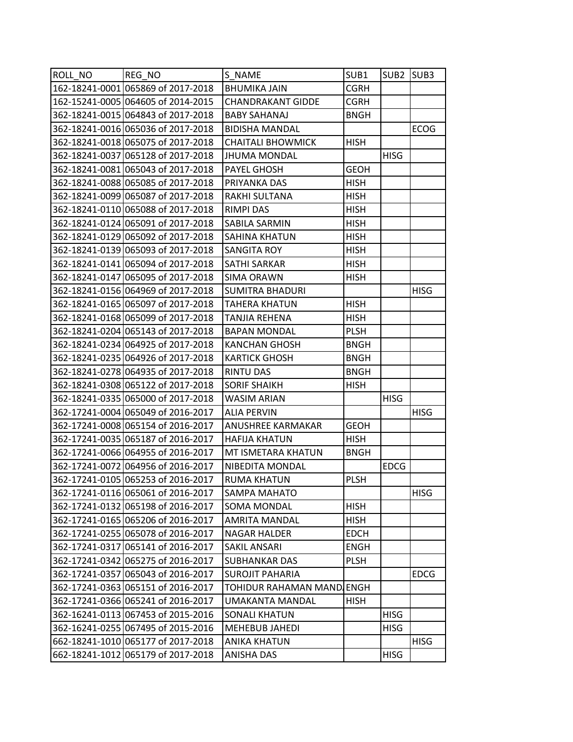| ROLL_NO | REG_NO | S_NAME | SUB1 | SUB2 | SUB3 |
|---|---|---|---|---|---|
| 162-18241-0001 | 065869 of 2017-2018 | BHUMIKA JAIN | CGRH | | |
| 162-15241-0005 | 064605 of 2014-2015 | CHANDRAKANT GIDDE | CGRH | | |
| 362-18241-0015 | 064843 of 2017-2018 | BABY SAHANAJ | BNGH | | |
| 362-18241-0016 | 065036 of 2017-2018 | BIDISHA MANDAL | | | ECOG |
| 362-18241-0018 | 065075 of 2017-2018 | CHAITALI BHOWMICK | HISH | | |
| 362-18241-0037 | 065128 of 2017-2018 | JHUMA MONDAL | | HISG | |
| 362-18241-0081 | 065043 of 2017-2018 | PAYEL GHOSH | GEOH | | |
| 362-18241-0088 | 065085 of 2017-2018 | PRIYANKA DAS | HISH | | |
| 362-18241-0099 | 065087 of 2017-2018 | RAKHI SULTANA | HISH | | |
| 362-18241-0110 | 065088 of 2017-2018 | RIMPI DAS | HISH | | |
| 362-18241-0124 | 065091 of 2017-2018 | SABILA SARMIN | HISH | | |
| 362-18241-0129 | 065092 of 2017-2018 | SAHINA KHATUN | HISH | | |
| 362-18241-0139 | 065093 of 2017-2018 | SANGITA ROY | HISH | | |
| 362-18241-0141 | 065094 of 2017-2018 | SATHI SARKAR | HISH | | |
| 362-18241-0147 | 065095 of 2017-2018 | SIMA ORAWN | HISH | | |
| 362-18241-0156 | 064969 of 2017-2018 | SUMITRA BHADURI | | | HISG |
| 362-18241-0165 | 065097 of 2017-2018 | TAHERA KHATUN | HISH | | |
| 362-18241-0168 | 065099 of 2017-2018 | TANJIA REHENA | HISH | | |
| 362-18241-0204 | 065143 of 2017-2018 | BAPAN MONDAL | PLSH | | |
| 362-18241-0234 | 064925 of 2017-2018 | KANCHAN GHOSH | BNGH | | |
| 362-18241-0235 | 064926 of 2017-2018 | KARTICK GHOSH | BNGH | | |
| 362-18241-0278 | 064935 of 2017-2018 | RINTU DAS | BNGH | | |
| 362-18241-0308 | 065122 of 2017-2018 | SORIF SHAIKH | HISH | | |
| 362-18241-0335 | 065000 of 2017-2018 | WASIM ARIAN | | HISG | |
| 362-17241-0004 | 065049 of 2016-2017 | ALIA PERVIN | | | HISG |
| 362-17241-0008 | 065154 of 2016-2017 | ANUSHREE KARMAKAR | GEOH | | |
| 362-17241-0035 | 065187 of 2016-2017 | HAFIJA KHATUN | HISH | | |
| 362-17241-0066 | 064955 of 2016-2017 | MT ISMETARA KHATUN | BNGH | | |
| 362-17241-0072 | 064956 of 2016-2017 | NIBEDITA MONDAL | | EDCG | |
| 362-17241-0105 | 065253 of 2016-2017 | RUMA KHATUN | PLSH | | |
| 362-17241-0116 | 065061 of 2016-2017 | SAMPA MAHATO | | | HISG |
| 362-17241-0132 | 065198 of 2016-2017 | SOMA MONDAL | HISH | | |
| 362-17241-0165 | 065206 of 2016-2017 | AMRITA MANDAL | HISH | | |
| 362-17241-0255 | 065078 of 2016-2017 | NAGAR HALDER | EDCH | | |
| 362-17241-0317 | 065141 of 2016-2017 | SAKIL ANSARI | ENGH | | |
| 362-17241-0342 | 065275 of 2016-2017 | SUBHANKAR DAS | PLSH | | |
| 362-17241-0357 | 065043 of 2016-2017 | SUROJIT PAHARIA | | | EDCG |
| 362-17241-0363 | 065151 of 2016-2017 | TOHIDUR RAHAMAN MAND | ENGH | | |
| 362-17241-0366 | 065241 of 2016-2017 | UMAKANTA MANDAL | HISH | | |
| 362-16241-0113 | 067453 of 2015-2016 | SONALI KHATUN | | HISG | |
| 362-16241-0255 | 067495 of 2015-2016 | MEHEBUB JAHEDI | | HISG | |
| 662-18241-1010 | 065177 of 2017-2018 | ANIKA KHATUN | | | HISG |
| 662-18241-1012 | 065179 of 2017-2018 | ANISHA DAS | | HISG | |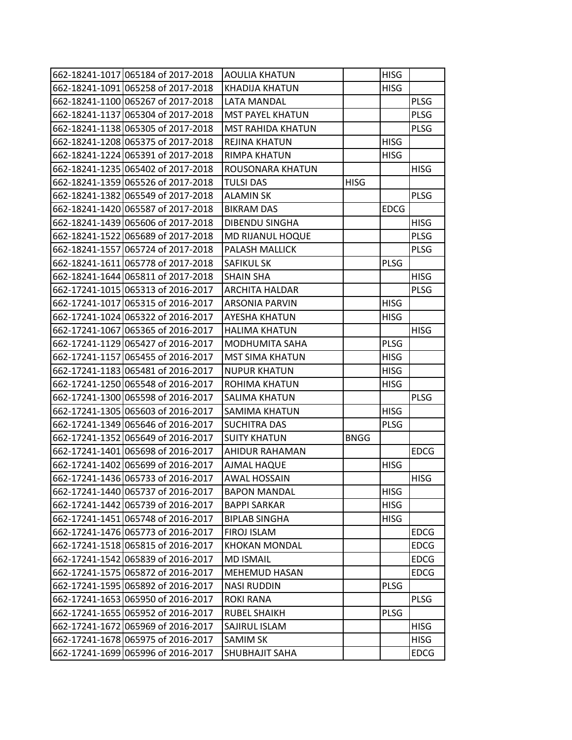| | | | | | |
|---|---|---|---|---|---|
| 662-18241-1017 | 065184 of 2017-2018 | AOULIA KHATUN | | HISG | |
| 662-18241-1091 | 065258 of 2017-2018 | KHADIJA KHATUN | | HISG | |
| 662-18241-1100 | 065267 of 2017-2018 | LATA MANDAL | | | PLSG |
| 662-18241-1137 | 065304 of 2017-2018 | MST PAYEL KHATUN | | | PLSG |
| 662-18241-1138 | 065305 of 2017-2018 | MST RAHIDA KHATUN | | | PLSG |
| 662-18241-1208 | 065375 of 2017-2018 | REJINA KHATUN | | HISG | |
| 662-18241-1224 | 065391 of 2017-2018 | RIMPA KHATUN | | HISG | |
| 662-18241-1235 | 065402 of 2017-2018 | ROUSONARA KHATUN | | | HISG |
| 662-18241-1359 | 065526 of 2017-2018 | TULSI DAS | HISG | | |
| 662-18241-1382 | 065549 of 2017-2018 | ALAMIN SK | | | PLSG |
| 662-18241-1420 | 065587 of 2017-2018 | BIKRAM DAS | | EDCG | |
| 662-18241-1439 | 065606 of 2017-2018 | DIBENDU SINGHA | | | HISG |
| 662-18241-1522 | 065689 of 2017-2018 | MD RIJANUL HOQUE | | | PLSG |
| 662-18241-1557 | 065724 of 2017-2018 | PALASH MALLICK | | | PLSG |
| 662-18241-1611 | 065778 of 2017-2018 | SAFIKUL SK | | PLSG | |
| 662-18241-1644 | 065811 of 2017-2018 | SHAIN SHA | | | HISG |
| 662-17241-1015 | 065313 of 2016-2017 | ARCHITA HALDAR | | | PLSG |
| 662-17241-1017 | 065315 of 2016-2017 | ARSONIA PARVIN | | HISG | |
| 662-17241-1024 | 065322 of 2016-2017 | AYESHA KHATUN | | HISG | |
| 662-17241-1067 | 065365 of 2016-2017 | HALIMA KHATUN | | | HISG |
| 662-17241-1129 | 065427 of 2016-2017 | MODHUMITA SAHA | | PLSG | |
| 662-17241-1157 | 065455 of 2016-2017 | MST SIMA KHATUN | | HISG | |
| 662-17241-1183 | 065481 of 2016-2017 | NUPUR KHATUN | | HISG | |
| 662-17241-1250 | 065548 of 2016-2017 | ROHIMA KHATUN | | HISG | |
| 662-17241-1300 | 065598 of 2016-2017 | SALIMA KHATUN | | | PLSG |
| 662-17241-1305 | 065603 of 2016-2017 | SAMIMA KHATUN | | HISG | |
| 662-17241-1349 | 065646 of 2016-2017 | SUCHITRA DAS | | PLSG | |
| 662-17241-1352 | 065649 of 2016-2017 | SUITY KHATUN | BNGG | | |
| 662-17241-1401 | 065698 of 2016-2017 | AHIDUR RAHAMAN | | | EDCG |
| 662-17241-1402 | 065699 of 2016-2017 | AJMAL HAQUE | | HISG | |
| 662-17241-1436 | 065733 of 2016-2017 | AWAL HOSSAIN | | | HISG |
| 662-17241-1440 | 065737 of 2016-2017 | BAPON MANDAL | | HISG | |
| 662-17241-1442 | 065739 of 2016-2017 | BAPPI SARKAR | | HISG | |
| 662-17241-1451 | 065748 of 2016-2017 | BIPLAB SINGHA | | HISG | |
| 662-17241-1476 | 065773 of 2016-2017 | FIROJ ISLAM | | | EDCG |
| 662-17241-1518 | 065815 of 2016-2017 | KHOKAN MONDAL | | | EDCG |
| 662-17241-1542 | 065839 of 2016-2017 | MD ISMAIL | | | EDCG |
| 662-17241-1575 | 065872 of 2016-2017 | MEHEMUD HASAN | | | EDCG |
| 662-17241-1595 | 065892 of 2016-2017 | NASI RUDDIN | | PLSG | |
| 662-17241-1653 | 065950 of 2016-2017 | ROKI RANA | | | PLSG |
| 662-17241-1655 | 065952 of 2016-2017 | RUBEL SHAIKH | | PLSG | |
| 662-17241-1672 | 065969 of 2016-2017 | SAJIRUL ISLAM | | | HISG |
| 662-17241-1678 | 065975 of 2016-2017 | SAMIM SK | | | HISG |
| 662-17241-1699 | 065996 of 2016-2017 | SHUBHAJIT SAHA | | | EDCG |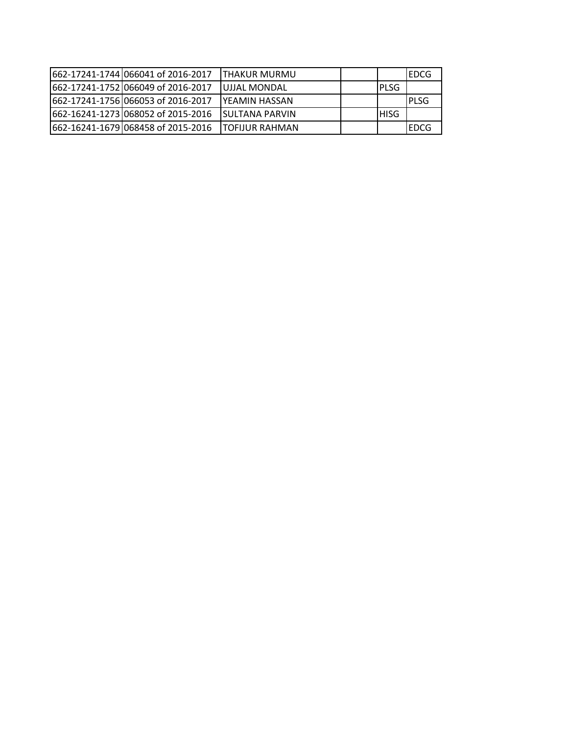| | | | | | |
|---|---|---|---|---|---|
| 662-17241-1744 | 066041 of 2016-2017 | THAKUR MURMU | | | EDCG |
| 662-17241-1752 | 066049 of 2016-2017 | UJJAL MONDAL | | PLSG | |
| 662-17241-1756 | 066053 of 2016-2017 | YEAMIN HASSAN | | | PLSG |
| 662-16241-1273 | 068052 of 2015-2016 | SULTANA PARVIN | | HISG | |
| 662-16241-1679 | 068458 of 2015-2016 | TOFIJUR RAHMAN | | | EDCG |